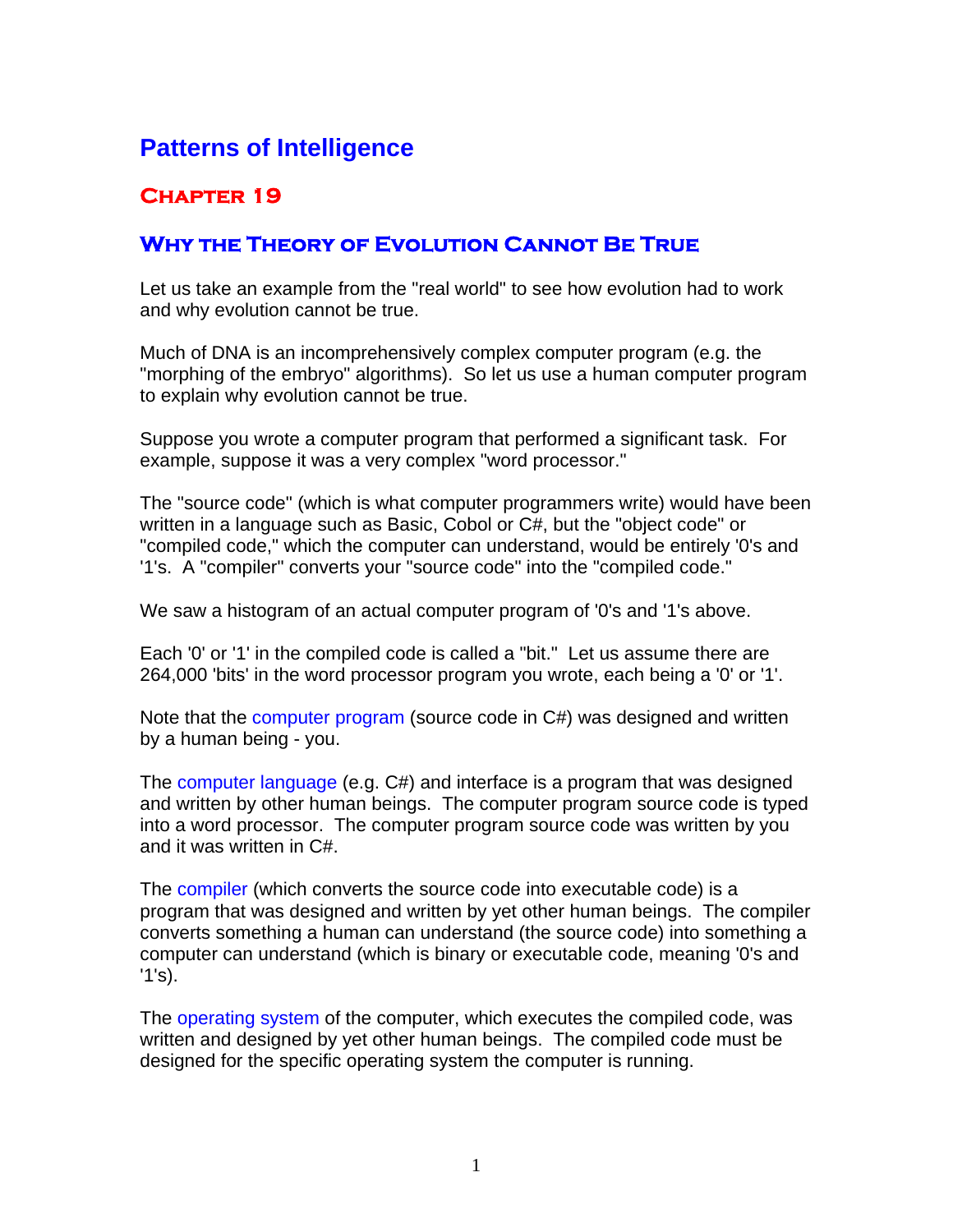# Patterns of Intelligence

## Chapter 19

## Why the Theory of Evolution Cannot Be True

Let us take an example from the "real world" to see how evolution had to work and why evolution cannot be true.

Much of DNA is an incomprehensively complex computer program (e.g. the "morphing of the embryo" algorithms). So let us use a human computer program to explain why evolution cannot be true.

Suppose you wrote a computer program that performed a significant task. For example, suppose it was a very complex "word processor."

The "source code" (which is what computer programmers write) would have been written in a language such as Basic, Cobol or C#, but the "object code" or "compiled code," which the computer can understand, would be entirely '0's and '1's. A "compiler" converts your "source code" into the "compiled code."

We saw a histogram of an actual computer program of '0's and '1's above.

Each '0' or '1' in the compiled code is called a "bit." Let us assume there are 264,000 'bits' in the word processor program you wrote, each being a '0' or '1'.

Note that the computer program (source code in C#) was designed and written by a human being - you.

The computer language (e.g. C#) and interface is a program that was designed and written by other human beings. The computer program source code is typed into a word processor. The computer program source code was written by you and it was written in C#.

The compiler (which converts the source code into executable code) is a program that was designed and written by yet other human beings. The compiler converts something a human can understand (the source code) into something a computer can understand (which is binary or executable code, meaning '0's and '1's).

The operating system of the computer, which executes the compiled code, was written and designed by yet other human beings. The compiled code must be designed for the specific operating system the computer is running.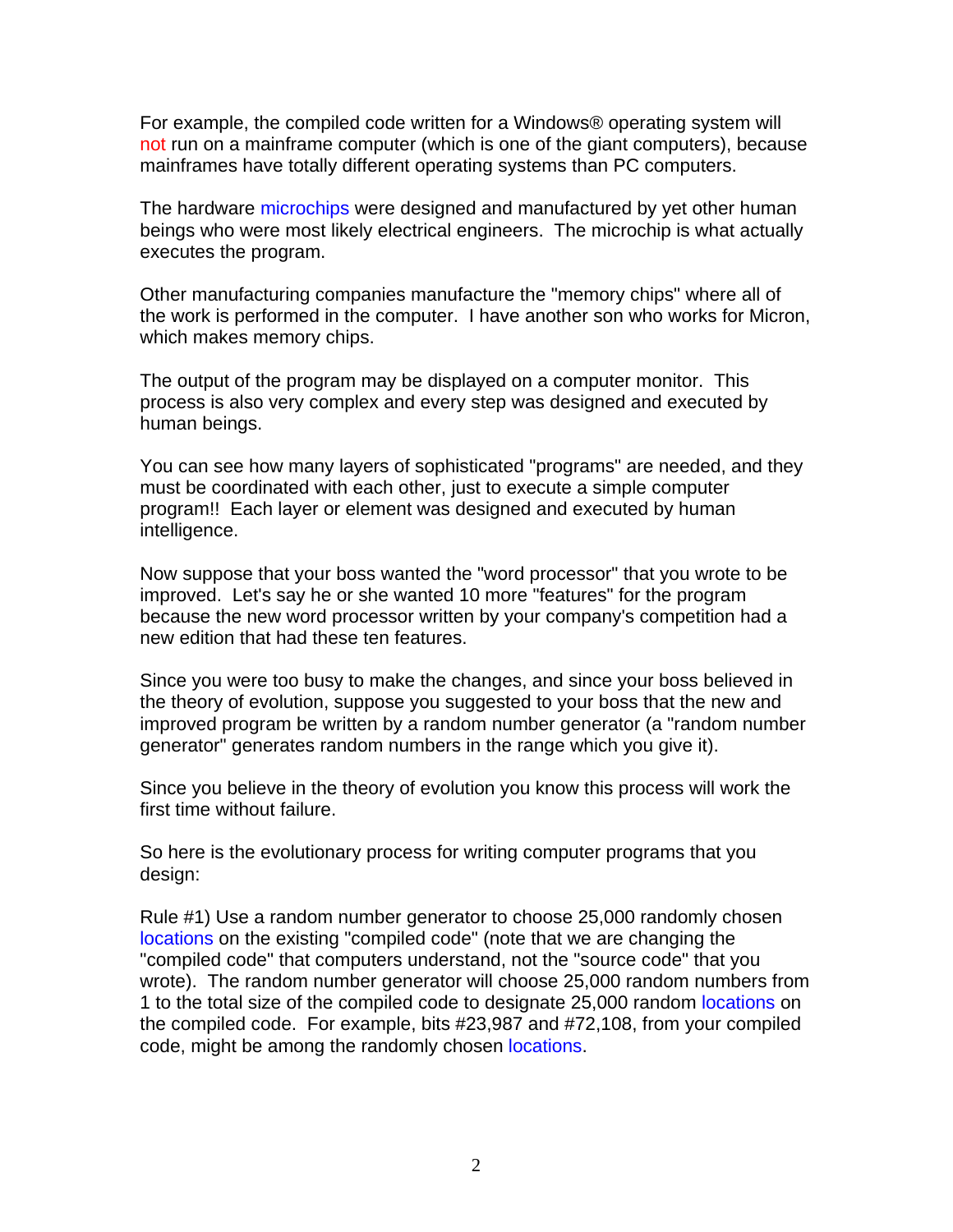For example, the compiled code written for a Windows® operating system will not run on a mainframe computer (which is one of the giant computers), because mainframes have totally different operating systems than PC computers.

The hardware microchips were designed and manufactured by yet other human beings who were most likely electrical engineers. The microchip is what actually executes the program.

Other manufacturing companies manufacture the "memory chips" where all of the work is performed in the computer. I have another son who works for Micron, which makes memory chips.

The output of the program may be displayed on a computer monitor. This process is also very complex and every step was designed and executed by human beings.

You can see how many layers of sophisticated "programs" are needed, and they must be coordinated with each other, just to execute a simple computer program!! Each layer or element was designed and executed by human intelligence.

Now suppose that your boss wanted the "word processor" that you wrote to be improved. Let's say he or she wanted 10 more "features" for the program because the new word processor written by your company's competition had a new edition that had these ten features.

Since you were too busy to make the changes, and since your boss believed in the theory of evolution, suppose you suggested to your boss that the new and improved program be written by a random number generator (a "random number generator" generates random numbers in the range which you give it).

Since you believe in the theory of evolution you know this process will work the first time without failure.

So here is the evolutionary process for writing computer programs that you design:

Rule #1) Use a random number generator to choose 25,000 randomly chosen locations on the existing "compiled code" (note that we are changing the "compiled code" that computers understand, not the "source code" that you wrote). The random number generator will choose 25,000 random numbers from 1 to the total size of the compiled code to designate 25,000 random locations on the compiled code. For example, bits #23,987 and #72,108, from your compiled code, might be among the randomly chosen locations.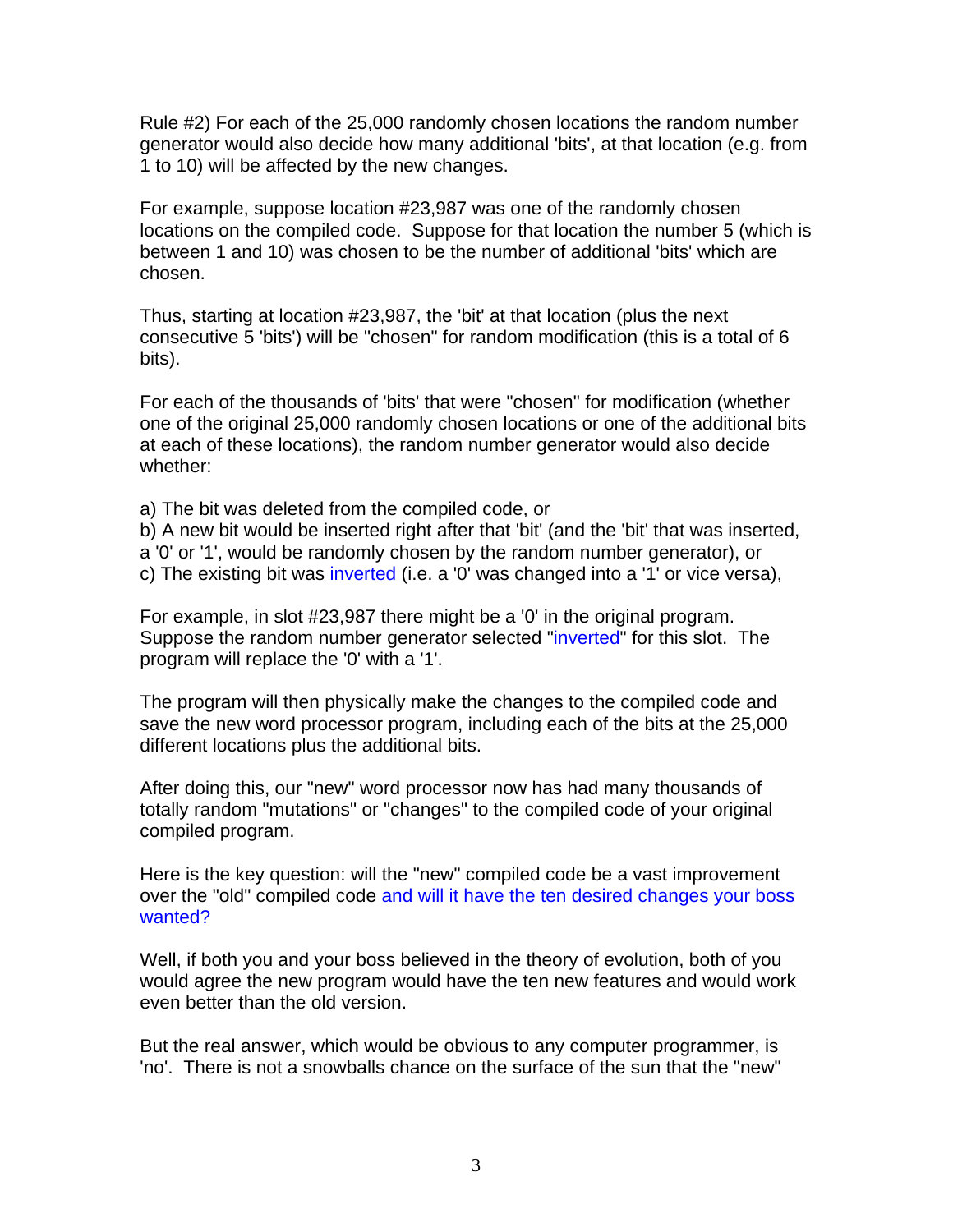Rule #2) For each of the 25,000 randomly chosen locations the random number generator would also decide how many additional 'bits', at that location (e.g. from 1 to 10) will be affected by the new changes.

For example, suppose location #23,987 was one of the randomly chosen locations on the compiled code. Suppose for that location the number 5 (which is between 1 and 10) was chosen to be the number of additional 'bits' which are chosen.

Thus, starting at location #23,987, the 'bit' at that location (plus the next consecutive 5 'bits') will be "chosen" for random modification (this is a total of 6 bits).

For each of the thousands of 'bits' that were "chosen" for modification (whether one of the original 25,000 randomly chosen locations or one of the additional bits at each of these locations), the random number generator would also decide whether:

a) The bit was deleted from the compiled code, or
b) A new bit would be inserted right after that 'bit' (and the 'bit' that was inserted, a '0' or '1', would be randomly chosen by the random number generator), or
c) The existing bit was inverted (i.e. a '0' was changed into a '1' or vice versa),

For example, in slot #23,987 there might be a '0' in the original program. Suppose the random number generator selected "inverted" for this slot. The program will replace the '0' with a '1'.

The program will then physically make the changes to the compiled code and save the new word processor program, including each of the bits at the 25,000 different locations plus the additional bits.

After doing this, our "new" word processor now has had many thousands of totally random "mutations" or "changes" to the compiled code of your original compiled program.

Here is the key question: will the "new" compiled code be a vast improvement over the "old" compiled code and will it have the ten desired changes your boss wanted?

Well, if both you and your boss believed in the theory of evolution, both of you would agree the new program would have the ten new features and would work even better than the old version.

But the real answer, which would be obvious to any computer programmer, is 'no'. There is not a snowballs chance on the surface of the sun that the "new"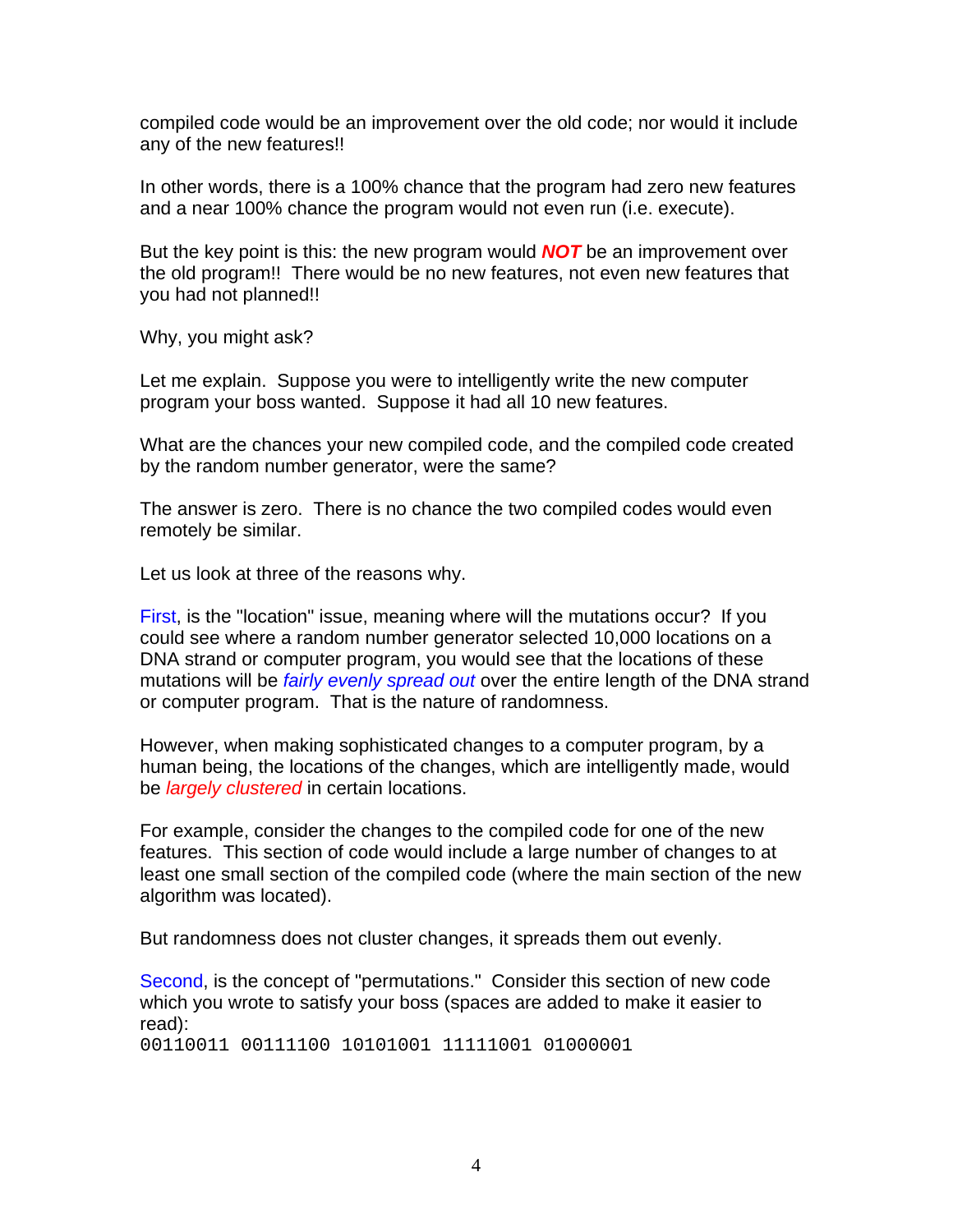compiled code would be an improvement over the old code; nor would it include any of the new features!!

In other words, there is a 100% chance that the program had zero new features and a near 100% chance the program would not even run (i.e. execute).

But the key point is this: the new program would ***NOT*** be an improvement over the old program!! There would be no new features, not even new features that you had not planned!!

Why, you might ask?

Let me explain. Suppose you were to intelligently write the new computer program your boss wanted. Suppose it had all 10 new features.

What are the chances your new compiled code, and the compiled code created by the random number generator, were the same?

The answer is zero. There is no chance the two compiled codes would even remotely be similar.

Let us look at three of the reasons why.

First, is the "location" issue, meaning where will the mutations occur? If you could see where a random number generator selected 10,000 locations on a DNA strand or computer program, you would see that the locations of these mutations will be *fairly evenly spread out* over the entire length of the DNA strand or computer program. That is the nature of randomness.

However, when making sophisticated changes to a computer program, by a human being, the locations of the changes, which are intelligently made, would be *largely clustered* in certain locations.

For example, consider the changes to the compiled code for one of the new features. This section of code would include a large number of changes to at least one small section of the compiled code (where the main section of the new algorithm was located).

But randomness does not cluster changes, it spreads them out evenly.

Second, is the concept of "permutations." Consider this section of new code which you wrote to satisfy your boss (spaces are added to make it easier to read):

```
00110011 00111100 10101001 11111001 01000001
```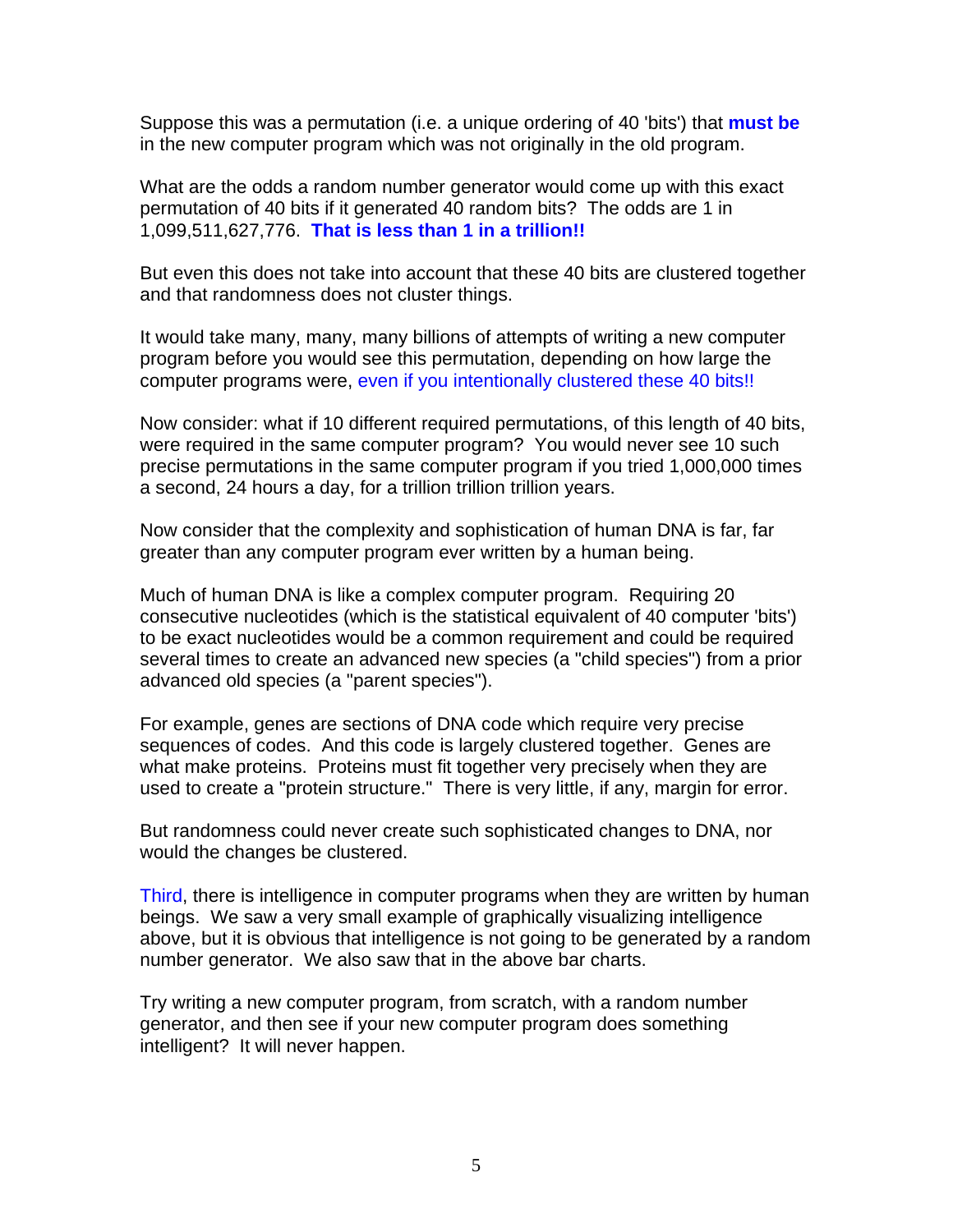Suppose this was a permutation (i.e. a unique ordering of 40 'bits') that **must be** in the new computer program which was not originally in the old program.

What are the odds a random number generator would come up with this exact permutation of 40 bits if it generated 40 random bits? The odds are 1 in 1,099,511,627,776. **That is less than 1 in a trillion!!**

But even this does not take into account that these 40 bits are clustered together and that randomness does not cluster things.

It would take many, many, many billions of attempts of writing a new computer program before you would see this permutation, depending on how large the computer programs were, even if you intentionally clustered these 40 bits!!

Now consider: what if 10 different required permutations, of this length of 40 bits, were required in the same computer program? You would never see 10 such precise permutations in the same computer program if you tried 1,000,000 times a second, 24 hours a day, for a trillion trillion trillion years.

Now consider that the complexity and sophistication of human DNA is far, far greater than any computer program ever written by a human being.

Much of human DNA is like a complex computer program. Requiring 20 consecutive nucleotides (which is the statistical equivalent of 40 computer 'bits') to be exact nucleotides would be a common requirement and could be required several times to create an advanced new species (a "child species") from a prior advanced old species (a "parent species").

For example, genes are sections of DNA code which require very precise sequences of codes. And this code is largely clustered together. Genes are what make proteins. Proteins must fit together very precisely when they are used to create a "protein structure." There is very little, if any, margin for error.

But randomness could never create such sophisticated changes to DNA, nor would the changes be clustered.

Third, there is intelligence in computer programs when they are written by human beings. We saw a very small example of graphically visualizing intelligence above, but it is obvious that intelligence is not going to be generated by a random number generator. We also saw that in the above bar charts.

Try writing a new computer program, from scratch, with a random number generator, and then see if your new computer program does something intelligent? It will never happen.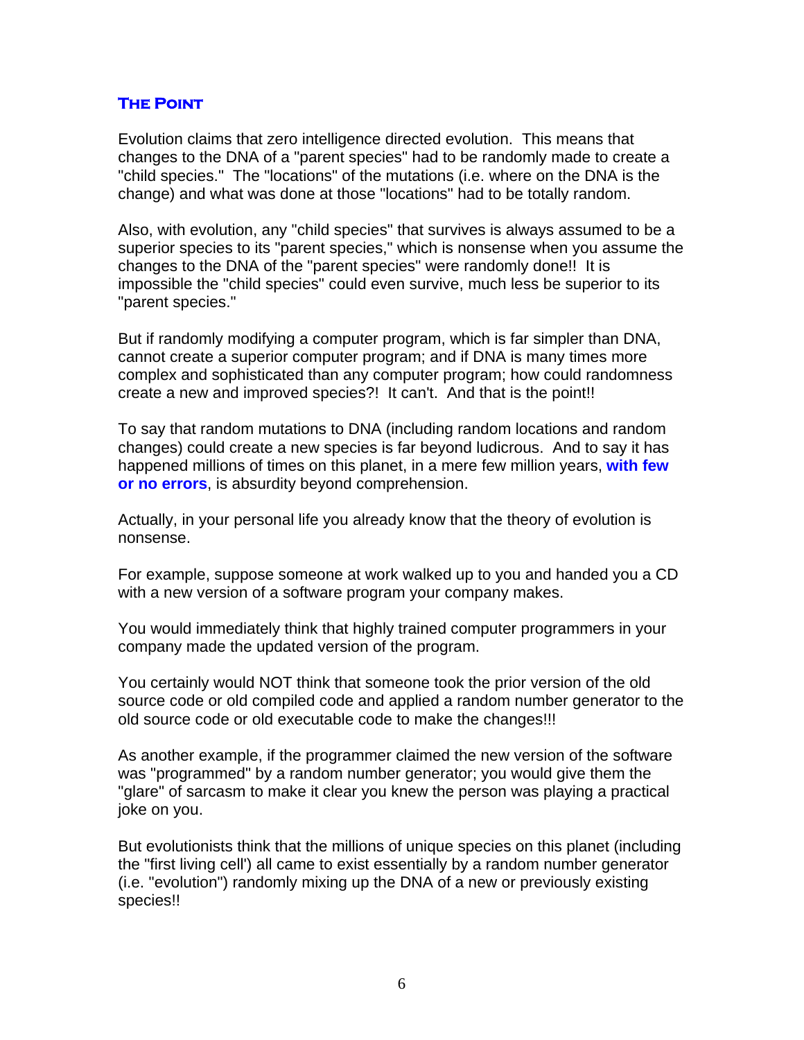## The Point

Evolution claims that zero intelligence directed evolution. This means that changes to the DNA of a "parent species" had to be randomly made to create a "child species." The "locations" of the mutations (i.e. where on the DNA is the change) and what was done at those "locations" had to be totally random.

Also, with evolution, any "child species" that survives is always assumed to be a superior species to its "parent species," which is nonsense when you assume the changes to the DNA of the "parent species" were randomly done!! It is impossible the "child species" could even survive, much less be superior to its "parent species."

But if randomly modifying a computer program, which is far simpler than DNA, cannot create a superior computer program; and if DNA is many times more complex and sophisticated than any computer program; how could randomness create a new and improved species?! It can't. And that is the point!!

To say that random mutations to DNA (including random locations and random changes) could create a new species is far beyond ludicrous. And to say it has happened millions of times on this planet, in a mere few million years, **with few or no errors**, is absurdity beyond comprehension.

Actually, in your personal life you already know that the theory of evolution is nonsense.

For example, suppose someone at work walked up to you and handed you a CD with a new version of a software program your company makes.

You would immediately think that highly trained computer programmers in your company made the updated version of the program.

You certainly would NOT think that someone took the prior version of the old source code or old compiled code and applied a random number generator to the old source code or old executable code to make the changes!!!

As another example, if the programmer claimed the new version of the software was "programmed" by a random number generator; you would give them the "glare" of sarcasm to make it clear you knew the person was playing a practical joke on you.

But evolutionists think that the millions of unique species on this planet (including the "first living cell') all came to exist essentially by a random number generator (i.e. "evolution") randomly mixing up the DNA of a new or previously existing species!!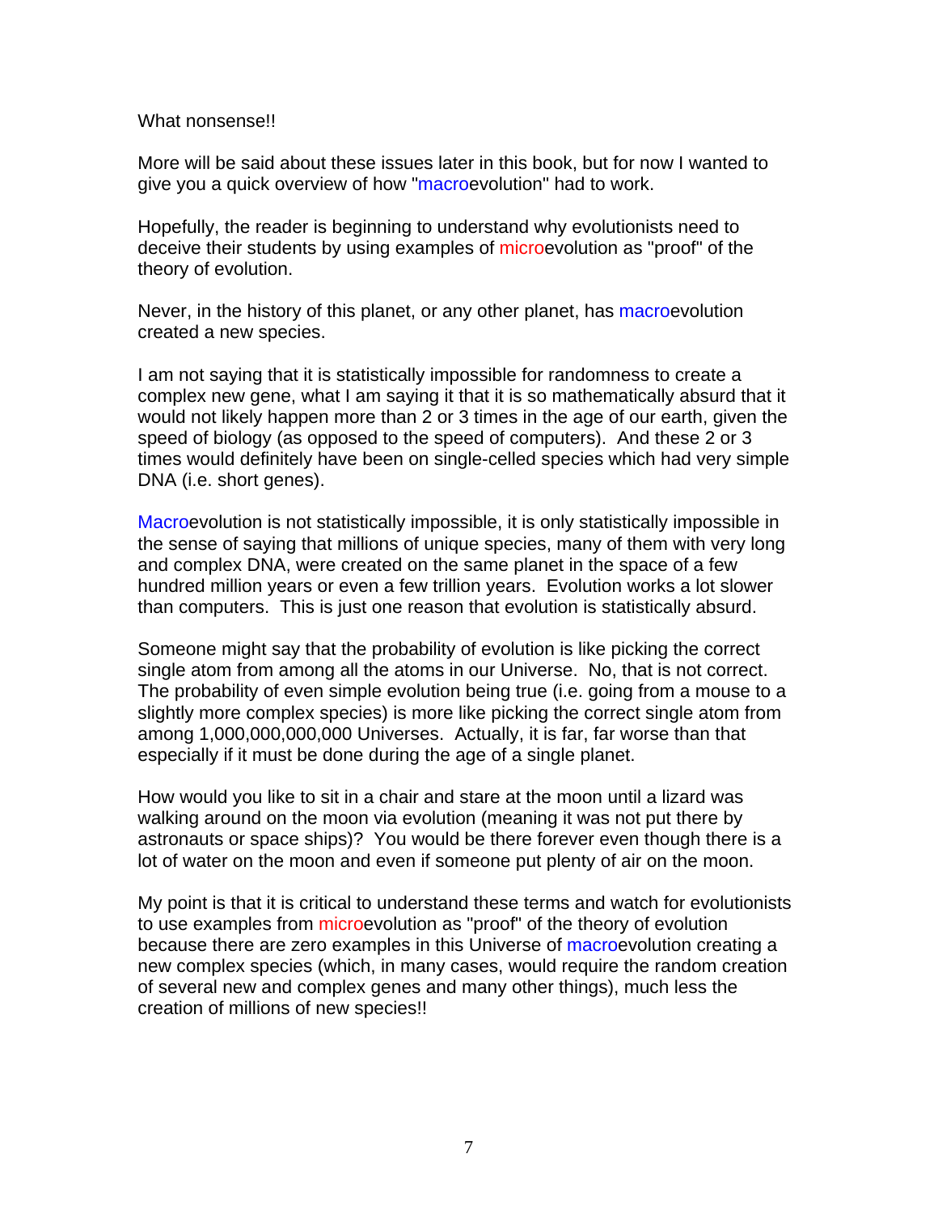What nonsense!!

More will be said about these issues later in this book, but for now I wanted to give you a quick overview of how "macroevolution" had to work.

Hopefully, the reader is beginning to understand why evolutionists need to deceive their students by using examples of microevolution as "proof" of the theory of evolution.

Never, in the history of this planet, or any other planet, has macroevolution created a new species.

I am not saying that it is statistically impossible for randomness to create a complex new gene, what I am saying it that it is so mathematically absurd that it would not likely happen more than 2 or 3 times in the age of our earth, given the speed of biology (as opposed to the speed of computers). And these 2 or 3 times would definitely have been on single-celled species which had very simple DNA (i.e. short genes).

Macroevolution is not statistically impossible, it is only statistically impossible in the sense of saying that millions of unique species, many of them with very long and complex DNA, were created on the same planet in the space of a few hundred million years or even a few trillion years. Evolution works a lot slower than computers. This is just one reason that evolution is statistically absurd.

Someone might say that the probability of evolution is like picking the correct single atom from among all the atoms in our Universe. No, that is not correct. The probability of even simple evolution being true (i.e. going from a mouse to a slightly more complex species) is more like picking the correct single atom from among 1,000,000,000,000 Universes. Actually, it is far, far worse than that especially if it must be done during the age of a single planet.

How would you like to sit in a chair and stare at the moon until a lizard was walking around on the moon via evolution (meaning it was not put there by astronauts or space ships)? You would be there forever even though there is a lot of water on the moon and even if someone put plenty of air on the moon.

My point is that it is critical to understand these terms and watch for evolutionists to use examples from microevolution as "proof" of the theory of evolution because there are zero examples in this Universe of macroevolution creating a new complex species (which, in many cases, would require the random creation of several new and complex genes and many other things), much less the creation of millions of new species!!